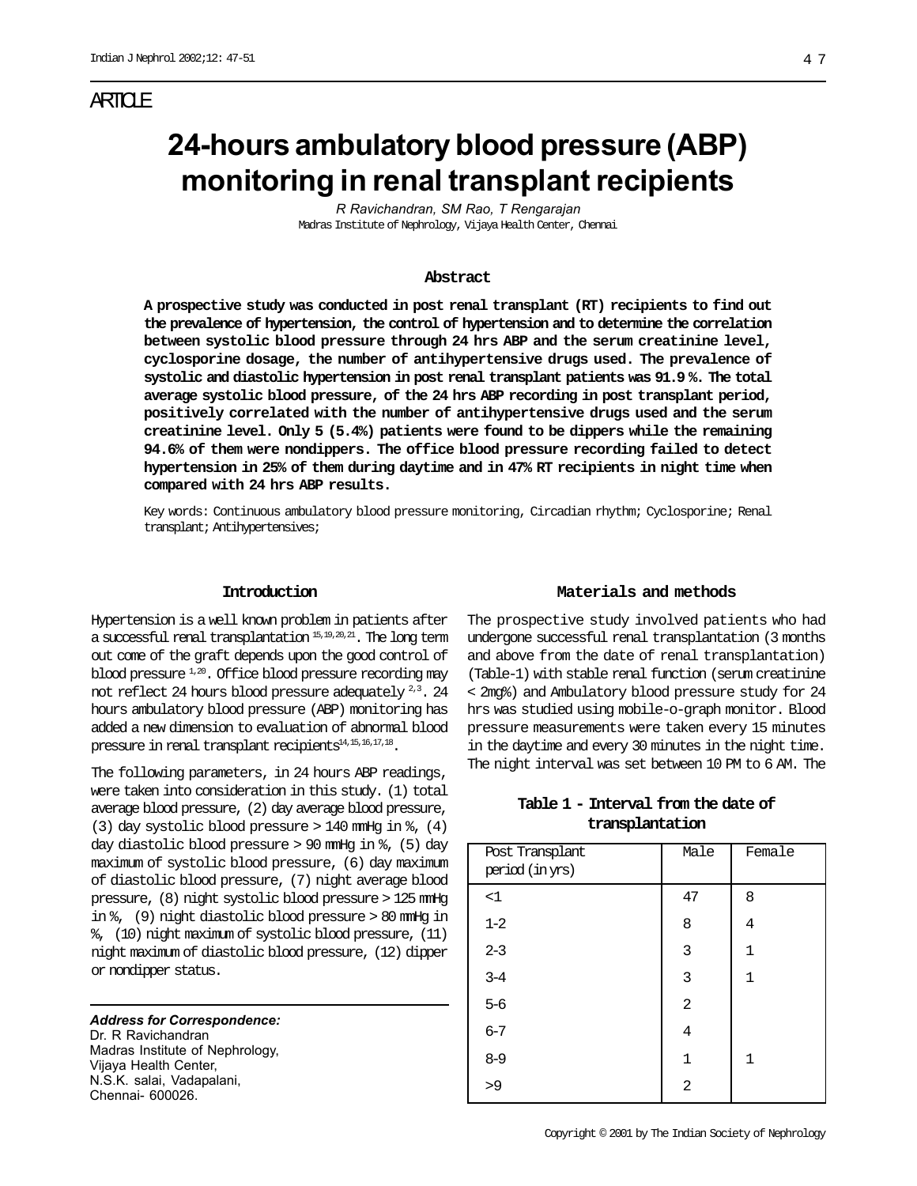ARTICLE

# 24-hours ambulatory blood pressure (ABP) monitoring in renal transplant recipients

*R Ravichandran, SM Rao, T Rengarajan*

Madras Institute of Nephrology, Vijaya Health Center, Chennai

### Abstract

**A prospective study was conducted in post renal transplant (RT) recipients to find out the prevalence of hypertension, the control of hypertension and to determine the correlation between systolic blood pressure through 24 hrs ABP and the serum creatinine level, cyclosporine dosage, the number of antihypertensive drugs used. The prevalence of systolic and diastolic hypertension in post renal transplant patients was 91.9 %. The total average systolic blood pressure, of the 24 hrs ABP recording in post transplant period, positively correlated with the number of antihypertensive drugs used and the serum creatinine level. Only 5 (5.4%) patients were found to be dippers while the remaining 94.6% of them were nondippers. The office blood pressure recording failed to detect hypertension in 25% of them during daytime and in 47% RT recipients in night time when compared with 24 hrs ABP results.**

Key words: Continuous ambulatory blood pressure monitoring, Circadian rhythm; Cyclosporine; Renal transplant; Antihypertensives;

## Introduction

Hypertension is a well known problem in patients after a successful renal transplantation [15,19,20,21]. The long term out come of the graft depends upon the good control of blood pressure [1,20]. Office blood pressure recording may not reflect 24 hours blood pressure adequately [2,3]. 24 hours ambulatory blood pressure (ABP) monitoring has added a new dimension to evaluation of abnormal blood pressure in renal transplant recipients[14,15,16,17,18].

The following parameters, in 24 hours ABP readings, were taken into consideration in this study. (1) total average blood pressure, (2) day average blood pressure, (3) day systolic blood pressure > 140 mmHg in %, (4) day diastolic blood pressure > 90 mmHg in %, (5) day maximum of systolic blood pressure, (6) day maximum of diastolic blood pressure, (7) night average blood pressure, (8) night systolic blood pressure > 125 mmHg in %, (9) night diastolic blood pressure > 80 mmHg in %, (10) night maximum of systolic blood pressure, (11) night maximum of diastolic blood pressure, (12) dipper or nondipper status.

## Materials and methods

The prospective study involved patients who had undergone successful renal transplantation (3 months and above from the date of renal transplantation) (Table-1) with stable renal function (serum creatinine < 2mg%) and Ambulatory blood pressure study for 24 hrs was studied using mobile-o-graph monitor. Blood pressure measurements were taken every 15 minutes in the daytime and every 30 minutes in the night time. The night interval was set between 10 PM to 6 AM. The

**Table 1 - Interval from the date of transplantation**

| Post Transplant period (in yrs) | Male | Female |
|---|---|---|
| <1 | 47 | 8 |
| 1-2 | 8 | 4 |
| 2-3 | 3 | 1 |
| 3-4 | 3 | 1 |
| 5-6 | 2 | |
| 6-7 | 4 | |
| 8-9 | 1 | 1 |
| >9 | 2 | |

***Address for Correspondence:***
Dr. R Ravichandran
Madras Institute of Nephrology,
Vijaya Health Center,
N.S.K. salai, Vadapalani,
Chennai- 600026.

Copyright © 2001 by The Indian Society of Nephrology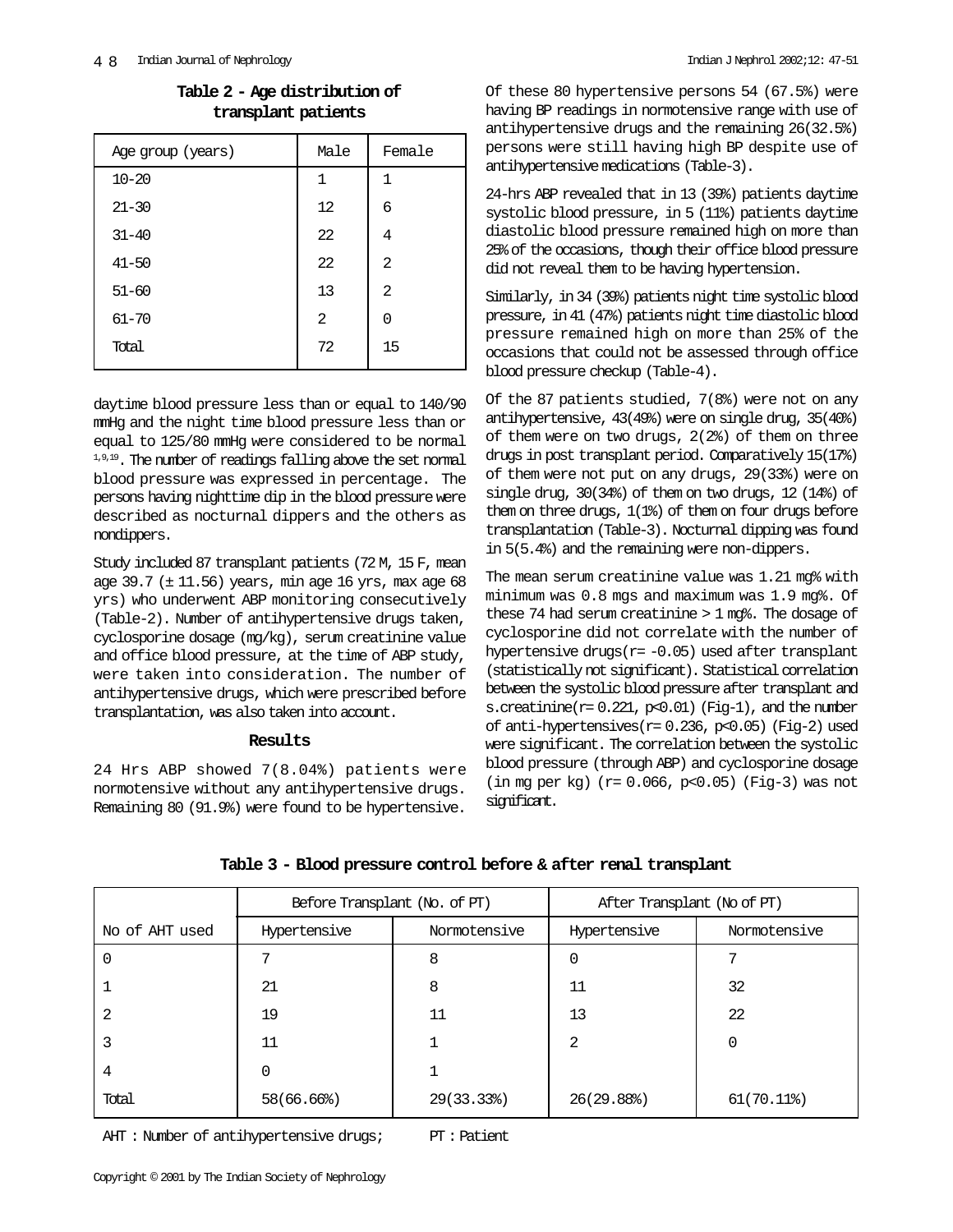**Table 2 - Age distribution of transplant patients**

| Age group (years) | Male | Female |
|---|---|---|
| 10-20 | 1 | 1 |
| 21-30 | 12 | 6 |
| 31-40 | 22 | 4 |
| 41-50 | 22 | 2 |
| 51-60 | 13 | 2 |
| 61-70 | 2 | 0 |
| Total | 72 | 15 |

daytime blood pressure less than or equal to 140/90 mmHg and the night time blood pressure less than or equal to 125/80 mmHg were considered to be normal [1,9,19]. The number of readings falling above the set normal blood pressure was expressed in percentage. The persons having nighttime dip in the blood pressure were described as nocturnal dippers and the others as nondippers.

Study included 87 transplant patients (72 M, 15 F, mean age 39.7 (± 11.56) years, min age 16 yrs, max age 68 yrs) who underwent ABP monitoring consecutively (Table-2). Number of antihypertensive drugs taken, cyclosporine dosage (mg/kg), serum creatinine value and office blood pressure, at the time of ABP study, were taken into consideration. The number of antihypertensive drugs, which were prescribed before transplantation, was also taken into account.

## Results

24 Hrs ABP showed 7(8.04%) patients were normotensive without any antihypertensive drugs. Remaining 80 (91.9%) were found to be hypertensive. Of these 80 hypertensive persons 54 (67.5%) were having BP readings in normotensive range with use of antihypertensive drugs and the remaining 26(32.5%) persons were still having high BP despite use of antihypertensive medications (Table-3).

24-hrs ABP revealed that in 13 (39%) patients daytime systolic blood pressure, in 5 (11%) patients daytime diastolic blood pressure remained high on more than 25% of the occasions, though their office blood pressure did not reveal them to be having hypertension.

Similarly, in 34 (39%) patients night time systolic blood pressure, in 41 (47%) patients night time diastolic blood pressure remained high on more than 25% of the occasions that could not be assessed through office blood pressure checkup (Table-4).

Of the 87 patients studied, 7(8%) were not on any antihypertensive, 43(49%) were on single drug, 35(40%) of them were on two drugs, 2(2%) of them on three drugs in post transplant period. Comparatively 15(17%) of them were not put on any drugs, 29(33%) were on single drug, 30(34%) of them on two drugs, 12 (14%) of them on three drugs, 1(1%) of them on four drugs before transplantation (Table-3). Nocturnal dipping was found in 5(5.4%) and the remaining were non-dippers.

The mean serum creatinine value was 1.21 mg% with minimum was 0.8 mgs and maximum was 1.9 mg%. Of these 74 had serum creatinine > 1 mg%. The dosage of cyclosporine did not correlate with the number of hypertensive drugs($r = -0.05$) used after transplant (statistically not significant). Statistical correlation between the systolic blood pressure after transplant and s.creatinine($r = 0.221$, $p<0.01$) (Fig-1), and the number of anti-hypertensives($r = 0.236$, $p<0.05$) (Fig-2) used were significant. The correlation between the systolic blood pressure (through ABP) and cyclosporine dosage (in mg per kg) ($r = 0.066$, $p<0.05$) (Fig-3) was not significant.

**Table 3 - Blood pressure control before & after renal transplant**

| | Before Transplant (No. of PT) | | After Transplant (No of PT) | |
|---|---|---|---|---|
| No of AHT used | Hypertensive | Normotensive | Hypertensive | Normotensive |
| 0 | 7 | 8 | 0 | 7 |
| 1 | 21 | 8 | 11 | 32 |
| 2 | 19 | 11 | 13 | 22 |
| 3 | 11 | 1 | 2 | 0 |
| 4 | 0 | 1 | | |
| Total | 58(66.66%) | 29(33.33%) | 26(29.88%) | 61(70.11%) |

AHT : Number of antihypertensive drugs; PT : Patient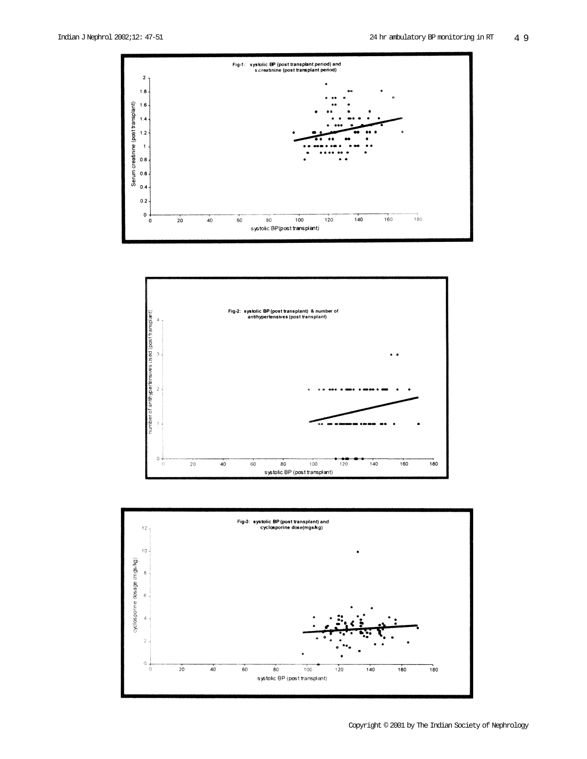Fig-1: systolic BP (post transplant period) and s.creatinine (post transplant period)

Fig-2: systolic BP (post transplant) & number of antihypertensives (post transplant)

Fig-3: systolic BP (post transplant) and cyclosporine dose(mgs/kg)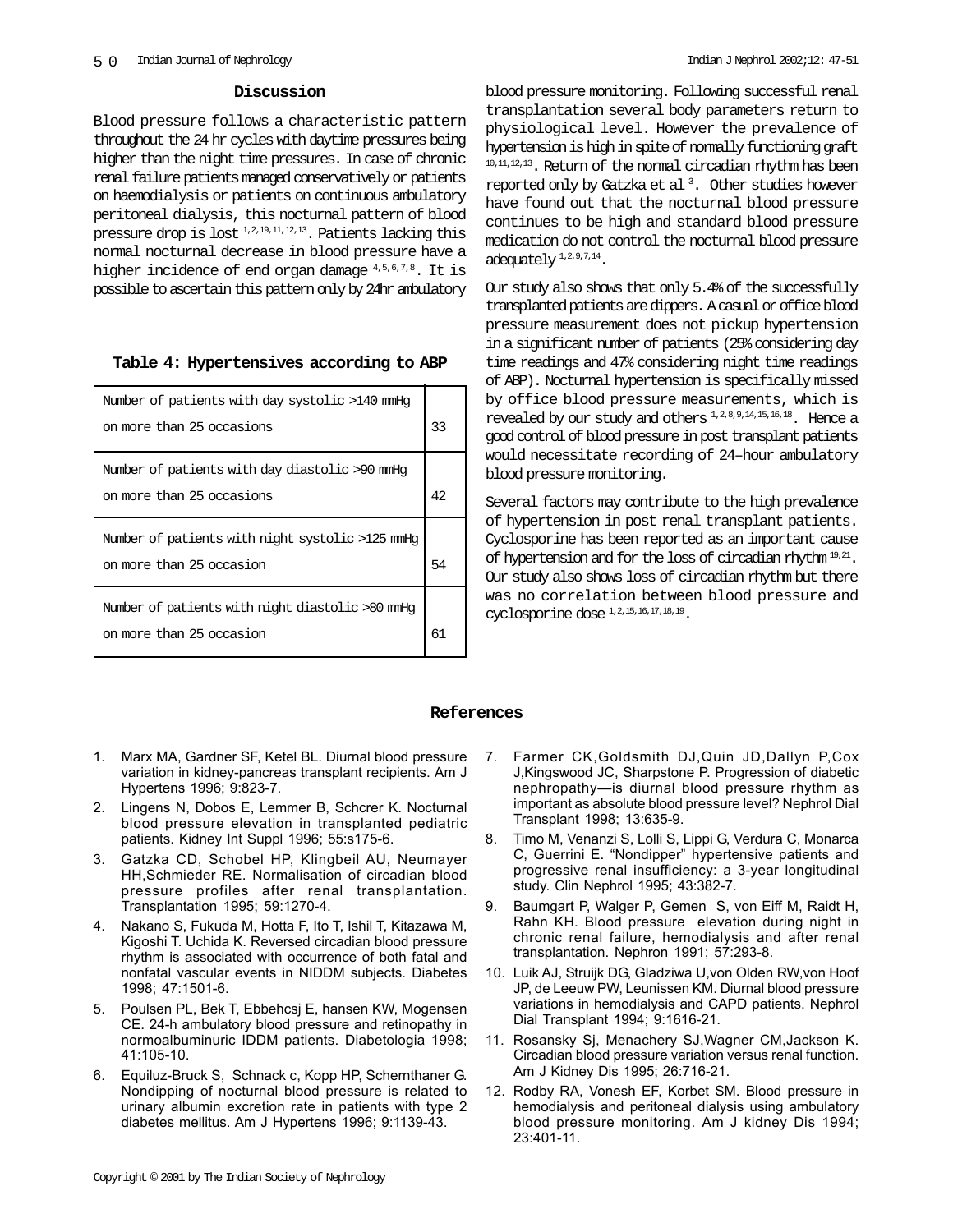## Discussion

Blood pressure follows a characteristic pattern throughout the 24 hr cycles with daytime pressures being higher than the night time pressures. In case of chronic renal failure patients managed conservatively or patients on haemodialysis or patients on continuous ambulatory peritoneal dialysis, this nocturnal pattern of blood pressure drop is lost [1,2,19,11,12,13]. Patients lacking this normal nocturnal decrease in blood pressure have a higher incidence of end organ damage [4,5,6,7,8]. It is possible to ascertain this pattern only by 24hr ambulatory blood pressure monitoring. Following successful renal transplantation several body parameters return to physiological level. However the prevalence of hypertension is high in spite of normally functioning graft [10,11,12,13]. Return of the normal circadian rhythm has been reported only by Gatzka et al [3]. Other studies however have found out that the nocturnal blood pressure continues to be high and standard blood pressure medication do not control the nocturnal blood pressure adequately [1,2,9,7,14].

**Table 4: Hypertensives according to ABP**

| | |
|---|---|
| Number of patients with day systolic >140 mmHg on more than 25 occasions | 33 |
| Number of patients with day diastolic >90 mmHg on more than 25 occasions | 42 |
| Number of patients with night systolic >125 mmHg on more than 25 occasion | 54 |
| Number of patients with night diastolic >80 mmHg on more than 25 occasion | 61 |

Our study also shows that only 5.4% of the successfully transplanted patients are dippers. A casual or office blood pressure measurement does not pickup hypertension in a significant number of patients (25% considering day time readings and 47% considering night time readings of ABP). Nocturnal hypertension is specifically missed by office blood pressure measurements, which is revealed by our study and others [1,2,8,9,14,15,16,18]. Hence a good control of blood pressure in post transplant patients would necessitate recording of 24–hour ambulatory blood pressure monitoring.

Several factors may contribute to the high prevalence of hypertension in post renal transplant patients. Cyclosporine has been reported as an important cause of hypertension and for the loss of circadian rhythm [19,21]. Our study also shows loss of circadian rhythm but there was no correlation between blood pressure and cyclosporine dose [1,2,15,16,17,18,19].

## References

1. Marx MA, Gardner SF, Ketel BL. Diurnal blood pressure variation in kidney-pancreas transplant recipients. Am J Hypertens 1996; 9:823-7.
2. Lingens N, Dobos E, Lemmer B, Schcrer K. Nocturnal blood pressure elevation in transplanted pediatric patients. Kidney Int Suppl 1996; 55:s175-6.
3. Gatzka CD, Schobel HP, Klingbeil AU, Neumayer HH,Schmieder RE. Normalisation of circadian blood pressure profiles after renal transplantation. Transplantation 1995; 59:1270-4.
4. Nakano S, Fukuda M, Hotta F, Ito T, Ishil T, Kitazawa M, Kigoshi T. Uchida K. Reversed circadian blood pressure rhythm is associated with occurrence of both fatal and nonfatal vascular events in NIDDM subjects. Diabetes 1998; 47:1501-6.
5. Poulsen PL, Bek T, Ebbehcsj E, hansen KW, Mogensen CE. 24-h ambulatory blood pressure and retinopathy in normoalbuminuric IDDM patients. Diabetologia 1998; 41:105-10.
6. Equiluz-Bruck S, Schnack c, Kopp HP, Schernthaner G. Nondipping of nocturnal blood pressure is related to urinary albumin excretion rate in patients with type 2 diabetes mellitus. Am J Hypertens 1996; 9:1139-43.
7. Farmer CK,Goldsmith DJ,Quin JD,Dallyn P,Cox J,Kingswood JC, Sharpstone P. Progression of diabetic nephropathy—is diurnal blood pressure rhythm as important as absolute blood pressure level? Nephrol Dial Transplant 1998; 13:635-9.
8. Timo M, Venanzi S, Lolli S, Lippi G, Verdura C, Monarca C, Guerrini E. "Nondipper" hypertensive patients and progressive renal insufficiency: a 3-year longitudinal study. Clin Nephrol 1995; 43:382-7.
9. Baumgart P, Walger P, Gemen S, von Eiff M, Raidt H, Rahn KH. Blood pressure elevation during night in chronic renal failure, hemodialysis and after renal transplantation. Nephron 1991; 57:293-8.
10. Luik AJ, Struijk DG, Gladziwa U,von Olden RW,von Hoof JP, de Leeuw PW, Leunissen KM. Diurnal blood pressure variations in hemodialysis and CAPD patients. Nephrol Dial Transplant 1994; 9:1616-21.
11. Rosansky Sj, Menachery SJ,Wagner CM,Jackson K. Circadian blood pressure variation versus renal function. Am J Kidney Dis 1995; 26:716-21.
12. Rodby RA, Vonesh EF, Korbet SM. Blood pressure in hemodialysis and peritoneal dialysis using ambulatory blood pressure monitoring. Am J kidney Dis 1994; 23:401-11.

Copyright © 2001 by The Indian Society of Nephrology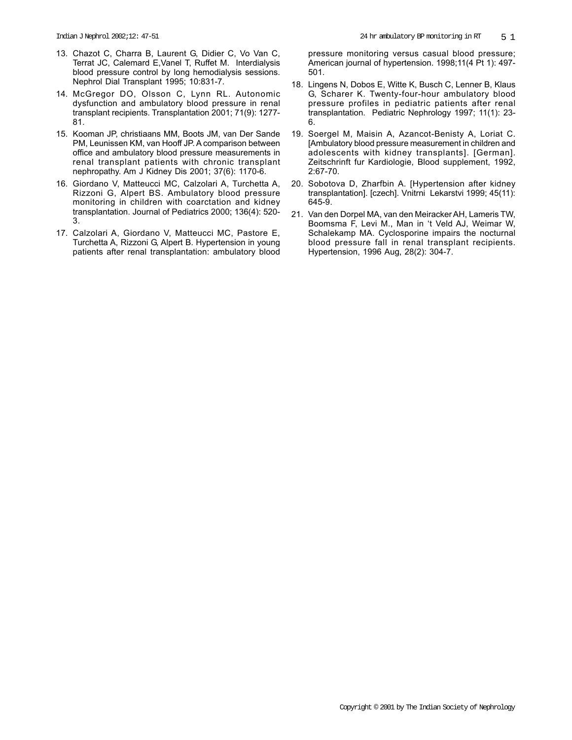13. Chazot C, Charra B, Laurent G, Didier C, Vo Van C, Terrat JC, Calemard E,Vanel T, Ruffet M. Interdialysis blood pressure control by long hemodialysis sessions. Nephrol Dial Transplant 1995; 10:831-7.
14. McGregor DO, Olsson C, Lynn RL. Autonomic dysfunction and ambulatory blood pressure in renal transplant recipients. Transplantation 2001; 71(9): 1277-81.
15. Kooman JP, christiaans MM, Boots JM, van Der Sande PM, Leunissen KM, van Hooff JP. A comparison between office and ambulatory blood pressure measurements in renal transplant patients with chronic transplant nephropathy. Am J Kidney Dis 2001; 37(6): 1170-6.
16. Giordano V, Matteucci MC, Calzolari A, Turchetta A, Rizzoni G, Alpert BS. Ambulatory blood pressure monitoring in children with coarctation and kidney transplantation. Journal of Pediatrics 2000; 136(4): 520-3.
17. Calzolari A, Giordano V, Matteucci MC, Pastore E, Turchetta A, Rizzoni G, Alpert B. Hypertension in young patients after renal transplantation: ambulatory blood pressure monitoring versus casual blood pressure; American journal of hypertension. 1998;11(4 Pt 1): 497-501.
18. Lingens N, Dobos E, Witte K, Busch C, Lenner B, Klaus G, Scharer K. Twenty-four-hour ambulatory blood pressure profiles in pediatric patients after renal transplantation. Pediatric Nephrology 1997; 11(1): 23-6.
19. Soergel M, Maisin A, Azancot-Benisty A, Loriat C. [Ambulatory blood pressure measurement in children and adolescents with kidney transplants]. [German]. Zeitschrinft fur Kardiologie, Blood supplement, 1992, 2:67-70.
20. Sobotova D, Zharfbin A. [Hypertension after kidney transplantation]. [czech]. Vnitrni Lekarstvi 1999; 45(11): 645-9.
21. Van den Dorpel MA, van den Meiracker AH, Lameris TW, Boomsma F, Levi M., Man in 't Veld AJ, Weimar W, Schalekamp MA. Cyclosporine impairs the nocturnal blood pressure fall in renal transplant recipients. Hypertension, 1996 Aug, 28(2): 304-7.

Copyright © 2001 by The Indian Society of Nephrology